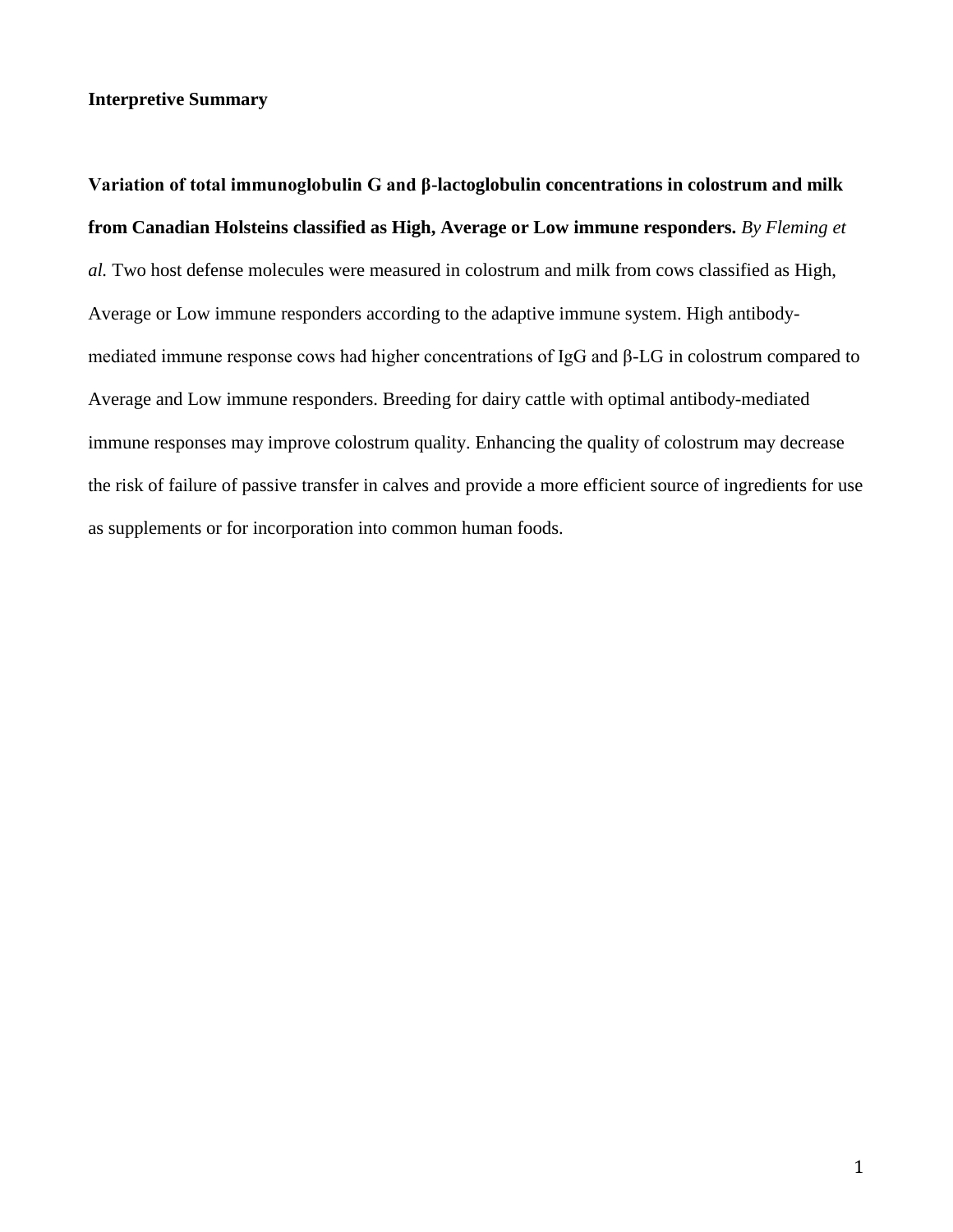**Interpretive Summary**

**Variation of total immunoglobulin G and β-lactoglobulin concentrations in colostrum and milk from Canadian Holsteins classified as High, Average or Low immune responders.** *By Fleming et al.* Two host defense molecules were measured in colostrum and milk from cows classified as High, Average or Low immune responders according to the adaptive immune system. High antibody-mediated immune response cows had higher concentrations of IgG and β-LG in colostrum compared to Average and Low immune responders. Breeding for dairy cattle with optimal antibody-mediated immune responses may improve colostrum quality. Enhancing the quality of colostrum may decrease the risk of failure of passive transfer in calves and provide a more efficient source of ingredients for use as supplements or for incorporation into common human foods.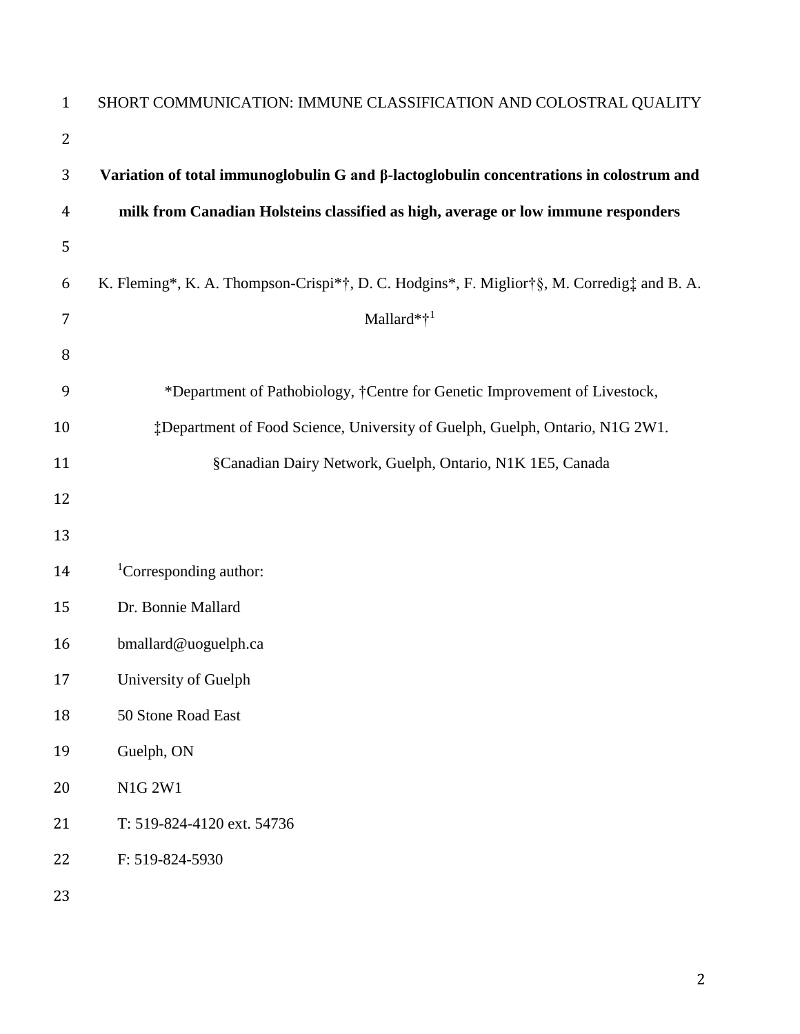SHORT COMMUNICATION: IMMUNE CLASSIFICATION AND COLOSTRAL QUALITY

# Variation of total immunoglobulin G and β-lactoglobulin concentrations in colostrum and milk from Canadian Holsteins classified as high, average or low immune responders

K. Fleming*, K. A. Thompson-Crispi*†, D. C. Hodgins*, F. Miglior†§, M. Corredig‡ and B. A. Mallard*†[1]

*Department of Pathobiology, †Centre for Genetic Improvement of Livestock, ‡Department of Food Science, University of Guelph, Guelph, Ontario, N1G 2W1. §Canadian Dairy Network, Guelph, Ontario, N1K 1E5, Canada

[1]Corresponding author:

Dr. Bonnie Mallard

bmallard@uoguelph.ca

University of Guelph

50 Stone Road East

Guelph, ON

N1G 2W1

T: 519-824-4120 ext. 54736

F: 519-824-5930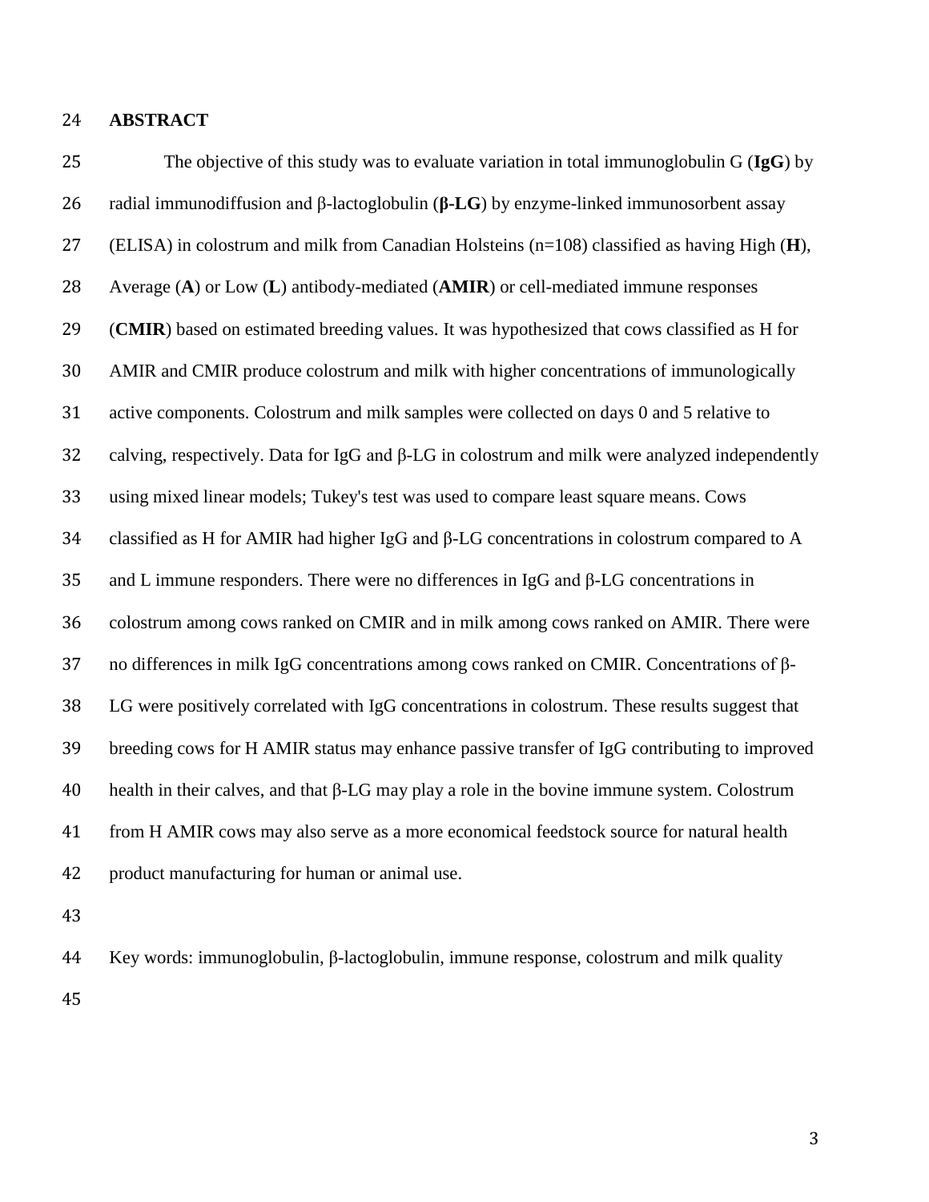## ABSTRACT

The objective of this study was to evaluate variation in total immunoglobulin G (**IgG**) by radial immunodiffusion and β-lactoglobulin (**β-LG**) by enzyme-linked immunosorbent assay (ELISA) in colostrum and milk from Canadian Holsteins (n=108) classified as having High (**H**), Average (**A**) or Low (**L**) antibody-mediated (**AMIR**) or cell-mediated immune responses (**CMIR**) based on estimated breeding values. It was hypothesized that cows classified as H for AMIR and CMIR produce colostrum and milk with higher concentrations of immunologically active components. Colostrum and milk samples were collected on days 0 and 5 relative to calving, respectively. Data for IgG and β-LG in colostrum and milk were analyzed independently using mixed linear models; Tukey's test was used to compare least square means. Cows classified as H for AMIR had higher IgG and β-LG concentrations in colostrum compared to A and L immune responders. There were no differences in IgG and β-LG concentrations in colostrum among cows ranked on CMIR and in milk among cows ranked on AMIR. There were no differences in milk IgG concentrations among cows ranked on CMIR. Concentrations of β-LG were positively correlated with IgG concentrations in colostrum. These results suggest that breeding cows for H AMIR status may enhance passive transfer of IgG contributing to improved health in their calves, and that β-LG may play a role in the bovine immune system. Colostrum from H AMIR cows may also serve as a more economical feedstock source for natural health product manufacturing for human or animal use.

Key words: immunoglobulin, β-lactoglobulin, immune response, colostrum and milk quality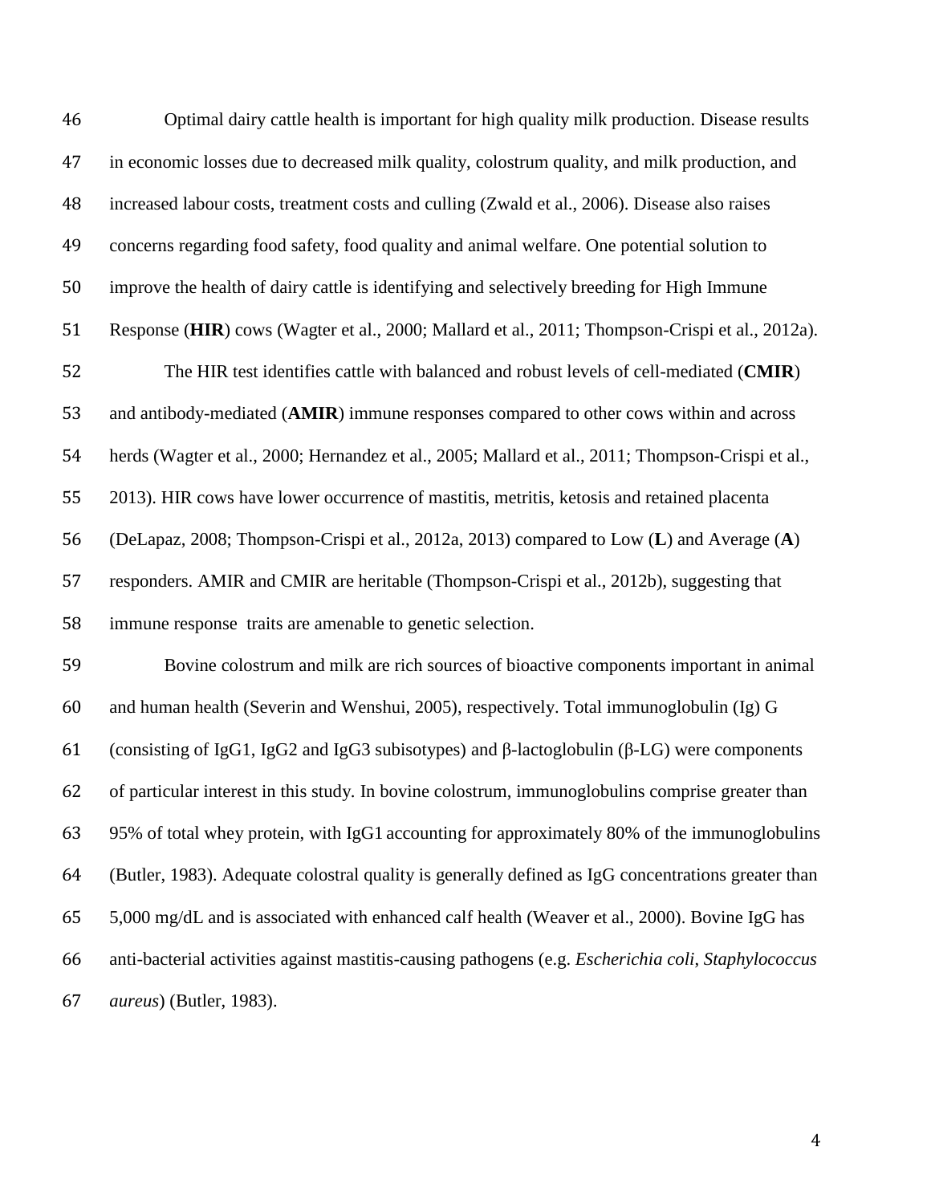Optimal dairy cattle health is important for high quality milk production. Disease results in economic losses due to decreased milk quality, colostrum quality, and milk production, and increased labour costs, treatment costs and culling (Zwald et al., 2006). Disease also raises concerns regarding food safety, food quality and animal welfare. One potential solution to improve the health of dairy cattle is identifying and selectively breeding for High Immune Response (**HIR**) cows (Wagter et al., 2000; Mallard et al., 2011; Thompson-Crispi et al., 2012a).

The HIR test identifies cattle with balanced and robust levels of cell-mediated (**CMIR**) and antibody-mediated (**AMIR**) immune responses compared to other cows within and across herds (Wagter et al., 2000; Hernandez et al., 2005; Mallard et al., 2011; Thompson-Crispi et al., 2013). HIR cows have lower occurrence of mastitis, metritis, ketosis and retained placenta (DeLapaz, 2008; Thompson-Crispi et al., 2012a, 2013) compared to Low (**L**) and Average (**A**) responders. AMIR and CMIR are heritable (Thompson-Crispi et al., 2012b), suggesting that immune response traits are amenable to genetic selection.

Bovine colostrum and milk are rich sources of bioactive components important in animal and human health (Severin and Wenshui, 2005), respectively. Total immunoglobulin (Ig) G (consisting of IgG1, IgG2 and IgG3 subisotypes) and β-lactoglobulin (β-LG) were components of particular interest in this study. In bovine colostrum, immunoglobulins comprise greater than 95% of total whey protein, with IgG1 accounting for approximately 80% of the immunoglobulins (Butler, 1983). Adequate colostral quality is generally defined as IgG concentrations greater than 5,000 mg/dL and is associated with enhanced calf health (Weaver et al., 2000). Bovine IgG has anti-bacterial activities against mastitis-causing pathogens (e.g. *Escherichia coli*, *Staphylococcus aureus*) (Butler, 1983).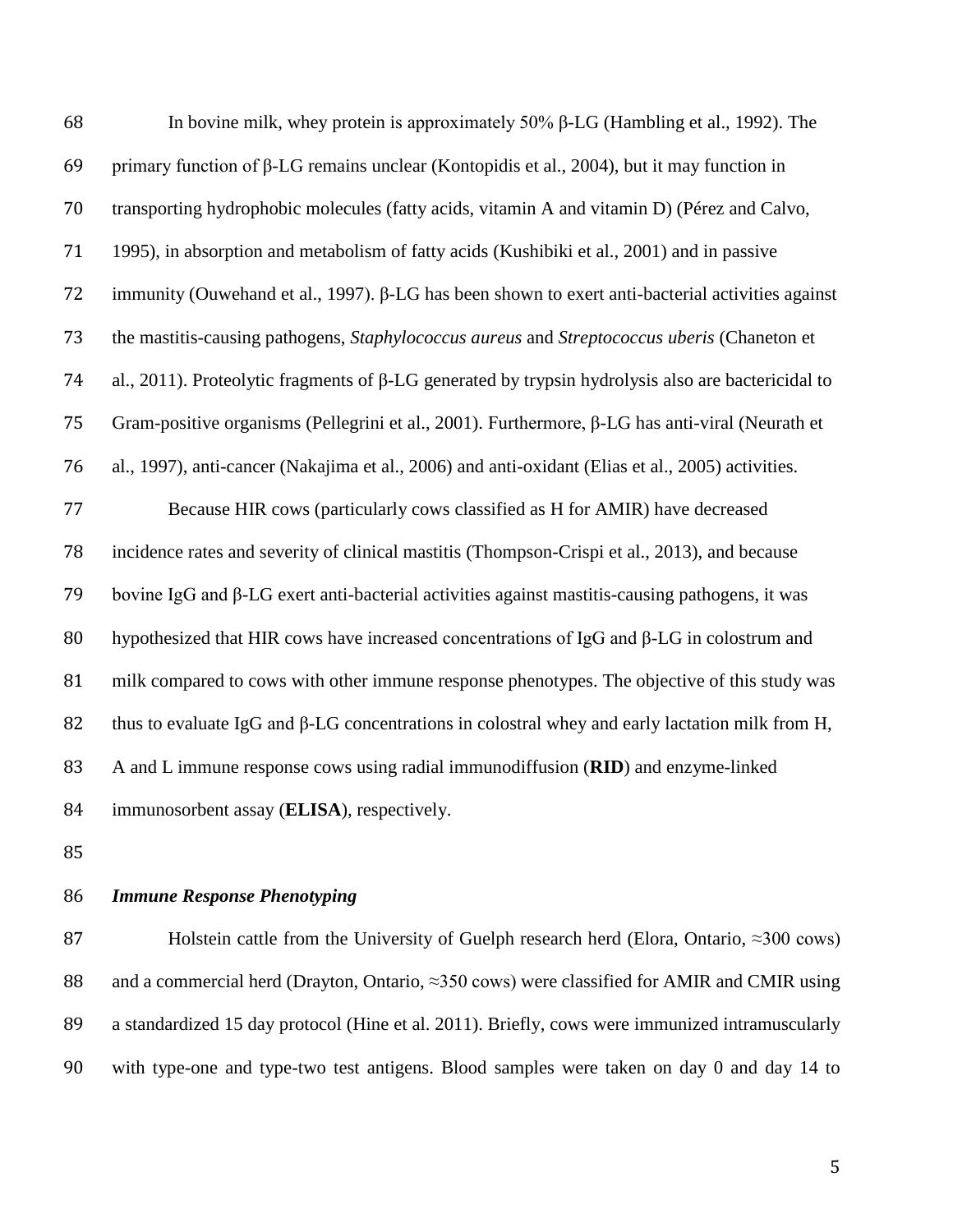In bovine milk, whey protein is approximately 50% β-LG (Hambling et al., 1992). The primary function of β-LG remains unclear (Kontopidis et al., 2004), but it may function in transporting hydrophobic molecules (fatty acids, vitamin A and vitamin D) (Pérez and Calvo, 1995), in absorption and metabolism of fatty acids (Kushibiki et al., 2001) and in passive immunity (Ouwehand et al., 1997). β-LG has been shown to exert anti-bacterial activities against the mastitis-causing pathogens, *Staphylococcus aureus* and *Streptococcus uberis* (Chaneton et al., 2011). Proteolytic fragments of β-LG generated by trypsin hydrolysis also are bactericidal to Gram-positive organisms (Pellegrini et al., 2001). Furthermore, β-LG has anti-viral (Neurath et al., 1997), anti-cancer (Nakajima et al., 2006) and anti-oxidant (Elias et al., 2005) activities.

Because HIR cows (particularly cows classified as H for AMIR) have decreased incidence rates and severity of clinical mastitis (Thompson-Crispi et al., 2013), and because bovine IgG and β-LG exert anti-bacterial activities against mastitis-causing pathogens, it was hypothesized that HIR cows have increased concentrations of IgG and β-LG in colostrum and milk compared to cows with other immune response phenotypes. The objective of this study was thus to evaluate IgG and β-LG concentrations in colostral whey and early lactation milk from H, A and L immune response cows using radial immunodiffusion (**RID**) and enzyme-linked immunosorbent assay (**ELISA**), respectively.

### *Immune Response Phenotyping*

Holstein cattle from the University of Guelph research herd (Elora, Ontario, ≈300 cows) and a commercial herd (Drayton, Ontario, ≈350 cows) were classified for AMIR and CMIR using a standardized 15 day protocol (Hine et al. 2011). Briefly, cows were immunized intramuscularly with type-one and type-two test antigens. Blood samples were taken on day 0 and day 14 to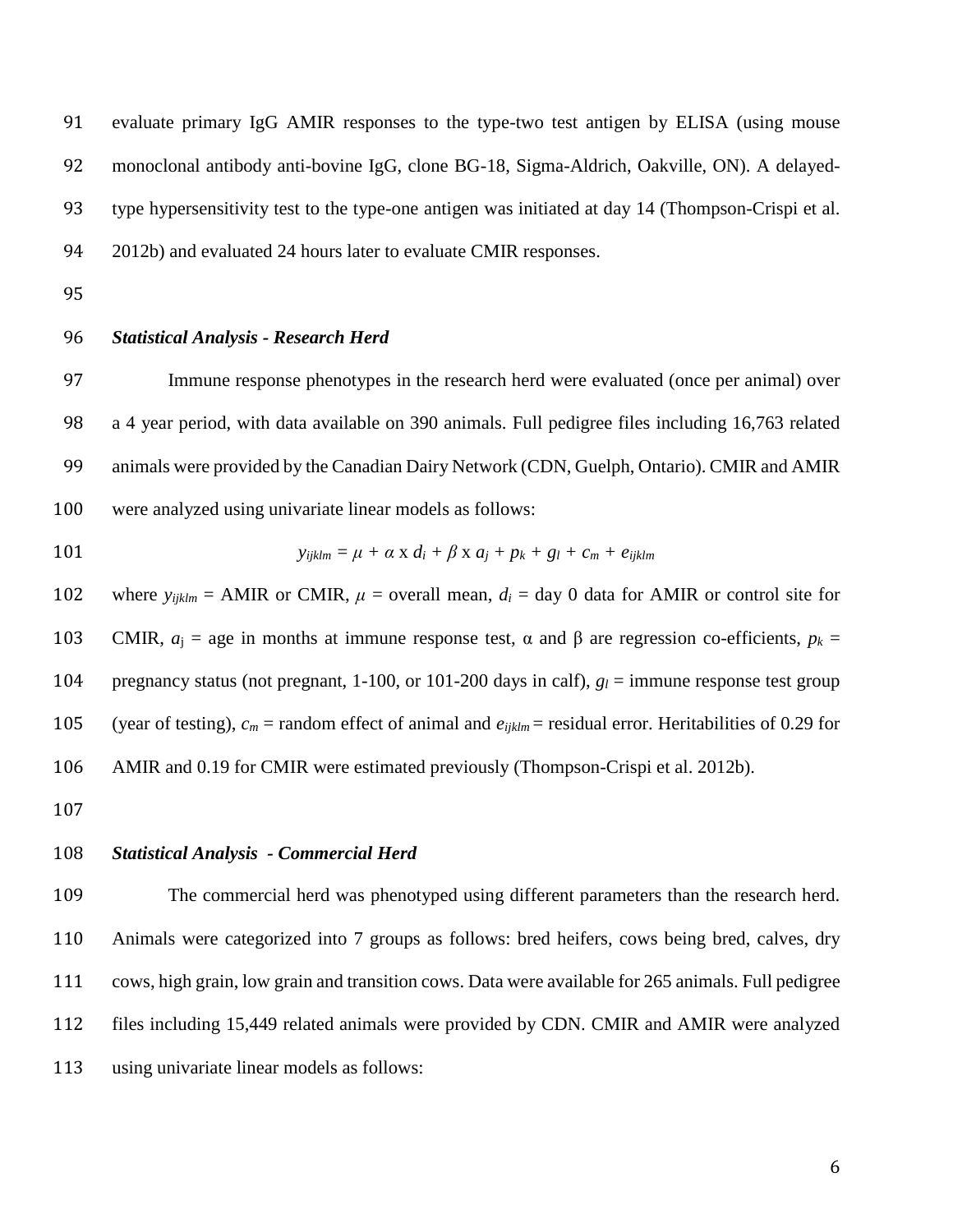evaluate primary IgG AMIR responses to the type-two test antigen by ELISA (using mouse monoclonal antibody anti-bovine IgG, clone BG-18, Sigma-Aldrich, Oakville, ON). A delayed-type hypersensitivity test to the type-one antigen was initiated at day 14 (Thompson-Crispi et al. 2012b) and evaluated 24 hours later to evaluate CMIR responses.

### *Statistical Analysis - Research Herd*

Immune response phenotypes in the research herd were evaluated (once per animal) over a 4 year period, with data available on 390 animals. Full pedigree files including 16,763 related animals were provided by the Canadian Dairy Network (CDN, Guelph, Ontario). CMIR and AMIR were analyzed using univariate linear models as follows:

$$y_{ijklm} = \mu + \alpha \times d_i + \beta \times a_j + p_k + g_l + c_m + e_{ijklm}$$

where $y_{ijklm}$ = AMIR or CMIR, $\mu$ = overall mean, $d_i$ = day 0 data for AMIR or control site for CMIR, $a_j$ = age in months at immune response test, α and β are regression co-efficients, $p_k$ = pregnancy status (not pregnant, 1-100, or 101-200 days in calf), $g_l$ = immune response test group (year of testing), $c_m$ = random effect of animal and $e_{ijklm}$ = residual error. Heritabilities of 0.29 for AMIR and 0.19 for CMIR were estimated previously (Thompson-Crispi et al. 2012b).

### *Statistical Analysis - Commercial Herd*

The commercial herd was phenotyped using different parameters than the research herd. Animals were categorized into 7 groups as follows: bred heifers, cows being bred, calves, dry cows, high grain, low grain and transition cows. Data were available for 265 animals. Full pedigree files including 15,449 related animals were provided by CDN. CMIR and AMIR were analyzed using univariate linear models as follows: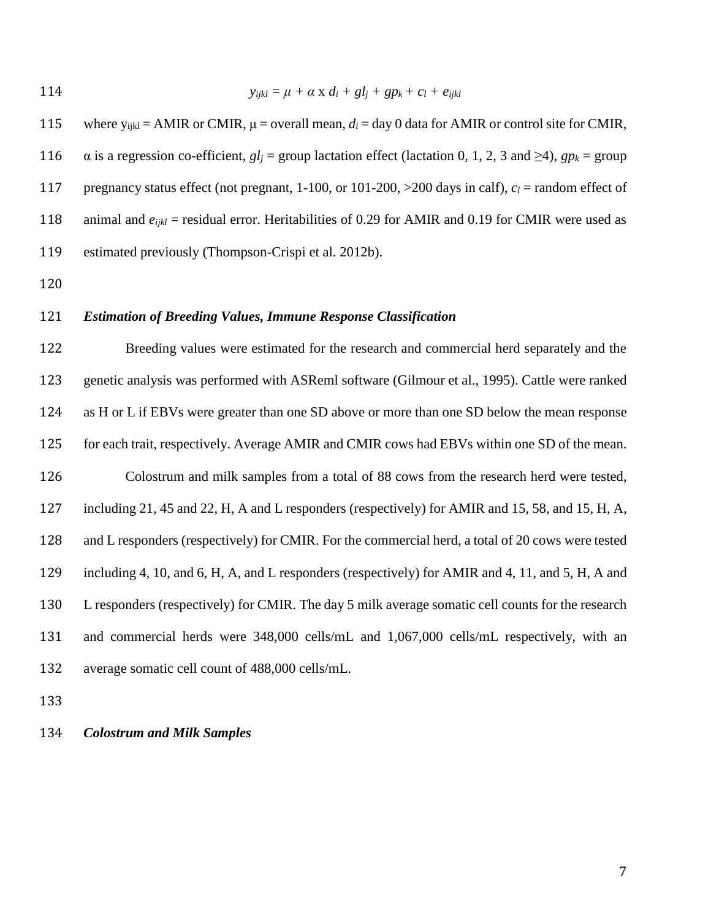$$y_{ijkl} = \mu + \alpha \times d_i + gl_j + gp_k + c_l + e_{ijkl}$$

where $y_{ijkl}$ = AMIR or CMIR, μ = overall mean, $d_i$ = day 0 data for AMIR or control site for CMIR, α is a regression co-efficient, $gl_j$ = group lactation effect (lactation 0, 1, 2, 3 and ≥4), $gp_k$ = group pregnancy status effect (not pregnant, 1-100, or 101-200, >200 days in calf), $c_l$ = random effect of animal and $e_{ijkl}$ = residual error. Heritabilities of 0.29 for AMIR and 0.19 for CMIR were used as estimated previously (Thompson-Crispi et al. 2012b).

### *Estimation of Breeding Values, Immune Response Classification*

Breeding values were estimated for the research and commercial herd separately and the genetic analysis was performed with ASReml software (Gilmour et al., 1995). Cattle were ranked as H or L if EBVs were greater than one SD above or more than one SD below the mean response for each trait, respectively. Average AMIR and CMIR cows had EBVs within one SD of the mean.

Colostrum and milk samples from a total of 88 cows from the research herd were tested, including 21, 45 and 22, H, A and L responders (respectively) for AMIR and 15, 58, and 15, H, A, and L responders (respectively) for CMIR. For the commercial herd, a total of 20 cows were tested including 4, 10, and 6, H, A, and L responders (respectively) for AMIR and 4, 11, and 5, H, A and L responders (respectively) for CMIR. The day 5 milk average somatic cell counts for the research and commercial herds were 348,000 cells/mL and 1,067,000 cells/mL respectively, with an average somatic cell count of 488,000 cells/mL.

### *Colostrum and Milk Samples*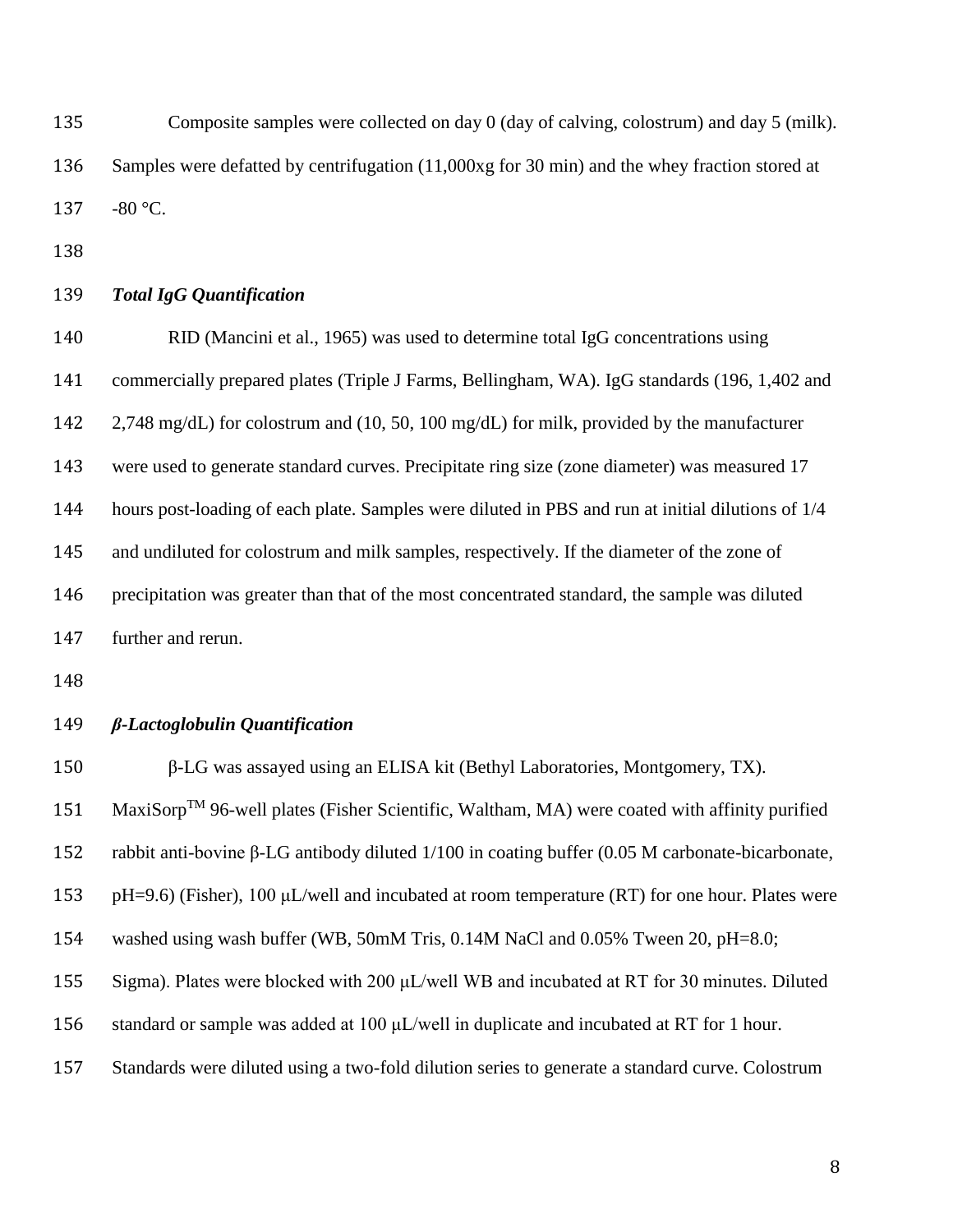Composite samples were collected on day 0 (day of calving, colostrum) and day 5 (milk). Samples were defatted by centrifugation (11,000xg for 30 min) and the whey fraction stored at -80 °C.

***Total IgG Quantification***

RID (Mancini et al., 1965) was used to determine total IgG concentrations using commercially prepared plates (Triple J Farms, Bellingham, WA). IgG standards (196, 1,402 and 2,748 mg/dL) for colostrum and (10, 50, 100 mg/dL) for milk, provided by the manufacturer were used to generate standard curves. Precipitate ring size (zone diameter) was measured 17 hours post-loading of each plate. Samples were diluted in PBS and run at initial dilutions of 1/4 and undiluted for colostrum and milk samples, respectively. If the diameter of the zone of precipitation was greater than that of the most concentrated standard, the sample was diluted further and rerun.

***β-Lactoglobulin Quantification***

β-LG was assayed using an ELISA kit (Bethyl Laboratories, Montgomery, TX). MaxiSorp™ 96-well plates (Fisher Scientific, Waltham, MA) were coated with affinity purified rabbit anti-bovine β-LG antibody diluted 1/100 in coating buffer (0.05 M carbonate-bicarbonate, pH=9.6) (Fisher), 100 μL/well and incubated at room temperature (RT) for one hour. Plates were washed using wash buffer (WB, 50mM Tris, 0.14M NaCl and 0.05% Tween 20, pH=8.0; Sigma). Plates were blocked with 200 μL/well WB and incubated at RT for 30 minutes. Diluted standard or sample was added at 100 μL/well in duplicate and incubated at RT for 1 hour. Standards were diluted using a two-fold dilution series to generate a standard curve. Colostrum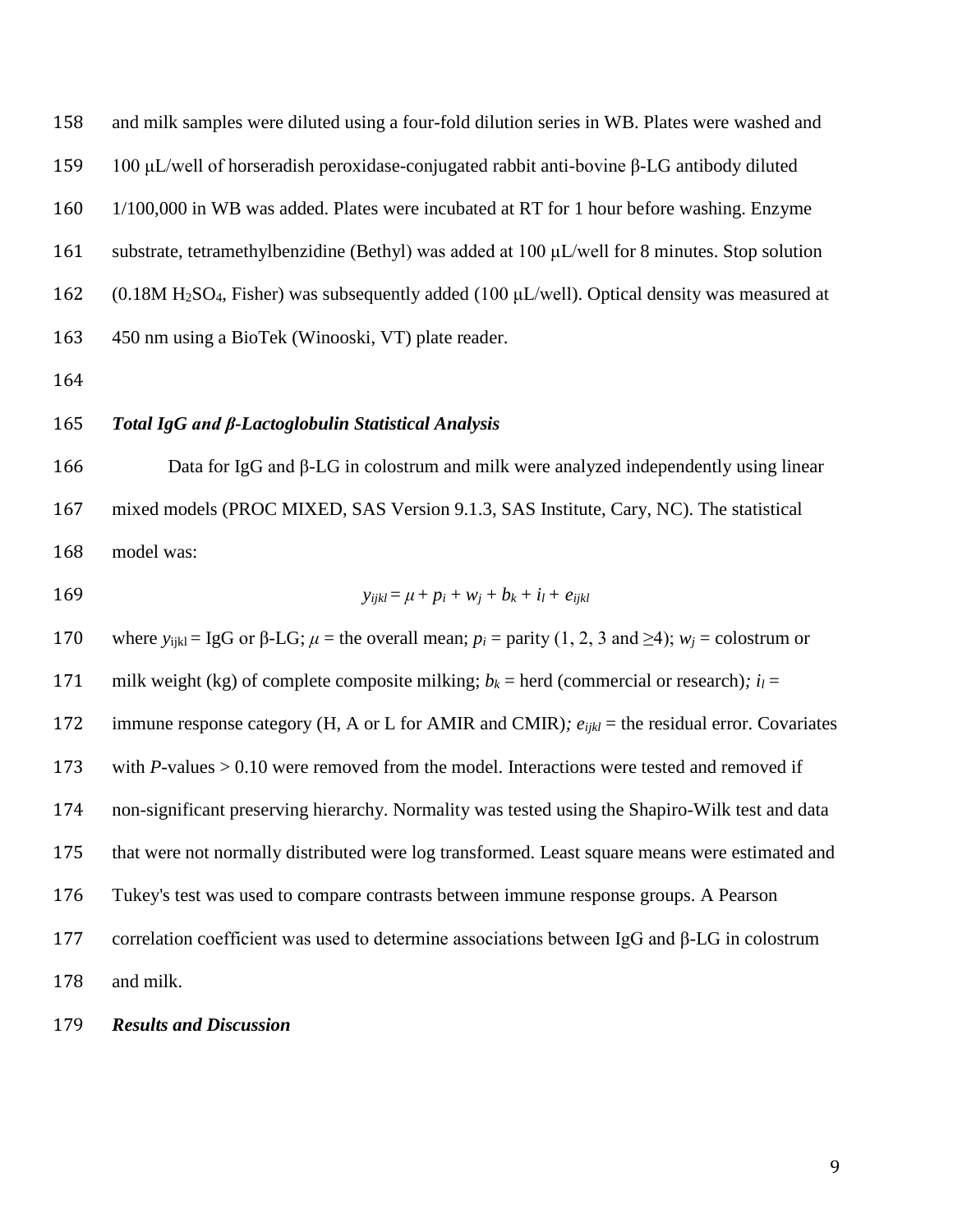and milk samples were diluted using a four-fold dilution series in WB. Plates were washed and 100 μL/well of horseradish peroxidase-conjugated rabbit anti-bovine β-LG antibody diluted 1/100,000 in WB was added. Plates were incubated at RT for 1 hour before washing. Enzyme substrate, tetramethylbenzidine (Bethyl) was added at 100 μL/well for 8 minutes. Stop solution (0.18M $H_2SO_4$, Fisher) was subsequently added (100 μL/well). Optical density was measured at 450 nm using a BioTek (Winooski, VT) plate reader.

### *Total IgG and β-Lactoglobulin Statistical Analysis*

Data for IgG and β-LG in colostrum and milk were analyzed independently using linear mixed models (PROC MIXED, SAS Version 9.1.3, SAS Institute, Cary, NC). The statistical model was:

$$y_{ijkl} = \mu + p_i + w_j + b_k + i_l + e_{ijkl}$$

where $y_{ijkl}$ = IgG or β-LG; $\mu$ = the overall mean; $p_i$ = parity (1, 2, 3 and ≥4); $w_j$ = colostrum or milk weight (kg) of complete composite milking; $b_k$ = herd (commercial or research); $i_l$ = immune response category (H, A or L for AMIR and CMIR); $e_{ijkl}$ = the residual error. Covariates with *P*-values > 0.10 were removed from the model. Interactions were tested and removed if non-significant preserving hierarchy. Normality was tested using the Shapiro-Wilk test and data that were not normally distributed were log transformed. Least square means were estimated and Tukey's test was used to compare contrasts between immune response groups. A Pearson correlation coefficient was used to determine associations between IgG and β-LG in colostrum and milk.

### *Results and Discussion*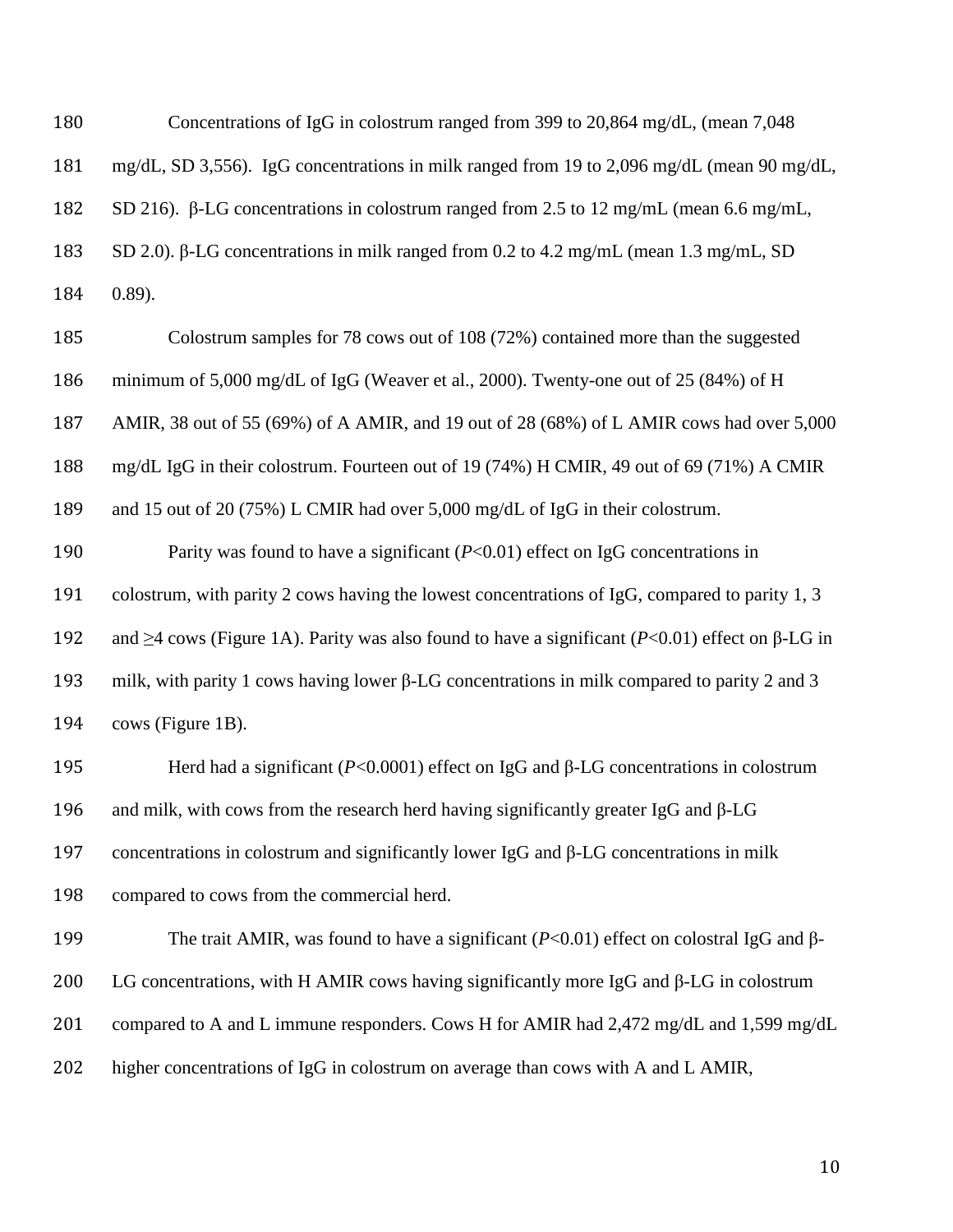Concentrations of IgG in colostrum ranged from 399 to 20,864 mg/dL, (mean 7,048 mg/dL, SD 3,556). IgG concentrations in milk ranged from 19 to 2,096 mg/dL (mean 90 mg/dL, SD 216). β-LG concentrations in colostrum ranged from 2.5 to 12 mg/mL (mean 6.6 mg/mL, SD 2.0). β-LG concentrations in milk ranged from 0.2 to 4.2 mg/mL (mean 1.3 mg/mL, SD 0.89).

Colostrum samples for 78 cows out of 108 (72%) contained more than the suggested minimum of 5,000 mg/dL of IgG (Weaver et al., 2000). Twenty-one out of 25 (84%) of H AMIR, 38 out of 55 (69%) of A AMIR, and 19 out of 28 (68%) of L AMIR cows had over 5,000 mg/dL IgG in their colostrum. Fourteen out of 19 (74%) H CMIR, 49 out of 69 (71%) A CMIR and 15 out of 20 (75%) L CMIR had over 5,000 mg/dL of IgG in their colostrum.

Parity was found to have a significant ($P$<0.01) effect on IgG concentrations in colostrum, with parity 2 cows having the lowest concentrations of IgG, compared to parity 1, 3 and ≥4 cows (Figure 1A). Parity was also found to have a significant ($P$<0.01) effect on β-LG in milk, with parity 1 cows having lower β-LG concentrations in milk compared to parity 2 and 3 cows (Figure 1B).

Herd had a significant ($P$<0.0001) effect on IgG and β-LG concentrations in colostrum and milk, with cows from the research herd having significantly greater IgG and β-LG concentrations in colostrum and significantly lower IgG and β-LG concentrations in milk compared to cows from the commercial herd.

The trait AMIR, was found to have a significant ($P$<0.01) effect on colostral IgG and β-LG concentrations, with H AMIR cows having significantly more IgG and β-LG in colostrum compared to A and L immune responders. Cows H for AMIR had 2,472 mg/dL and 1,599 mg/dL higher concentrations of IgG in colostrum on average than cows with A and L AMIR,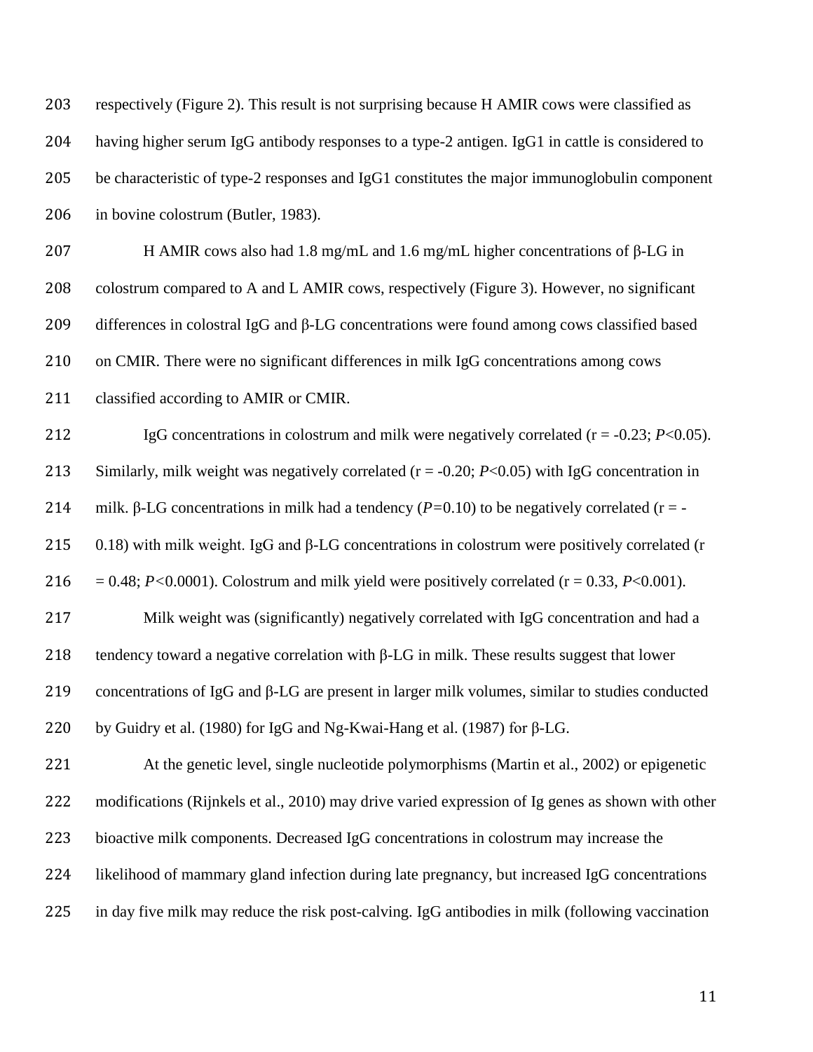respectively (Figure 2). This result is not surprising because H AMIR cows were classified as having higher serum IgG antibody responses to a type-2 antigen. IgG1 in cattle is considered to be characteristic of type-2 responses and IgG1 constitutes the major immunoglobulin component in bovine colostrum (Butler, 1983).

H AMIR cows also had 1.8 mg/mL and 1.6 mg/mL higher concentrations of β-LG in colostrum compared to A and L AMIR cows, respectively (Figure 3). However, no significant differences in colostral IgG and β-LG concentrations were found among cows classified based on CMIR. There were no significant differences in milk IgG concentrations among cows classified according to AMIR or CMIR.

IgG concentrations in colostrum and milk were negatively correlated (r = -0.23; $P<0.05$). Similarly, milk weight was negatively correlated (r = -0.20; $P<0.05$) with IgG concentration in milk. β-LG concentrations in milk had a tendency ($P=0.10$) to be negatively correlated (r = -0.18) with milk weight. IgG and β-LG concentrations in colostrum were positively correlated (r = 0.48; $P<0.0001$). Colostrum and milk yield were positively correlated (r = 0.33, $P<0.001$).

Milk weight was (significantly) negatively correlated with IgG concentration and had a tendency toward a negative correlation with β-LG in milk. These results suggest that lower concentrations of IgG and β-LG are present in larger milk volumes, similar to studies conducted by Guidry et al. (1980) for IgG and Ng-Kwai-Hang et al. (1987) for β-LG.

At the genetic level, single nucleotide polymorphisms (Martin et al., 2002) or epigenetic modifications (Rijnkels et al., 2010) may drive varied expression of Ig genes as shown with other bioactive milk components. Decreased IgG concentrations in colostrum may increase the likelihood of mammary gland infection during late pregnancy, but increased IgG concentrations in day five milk may reduce the risk post-calving. IgG antibodies in milk (following vaccination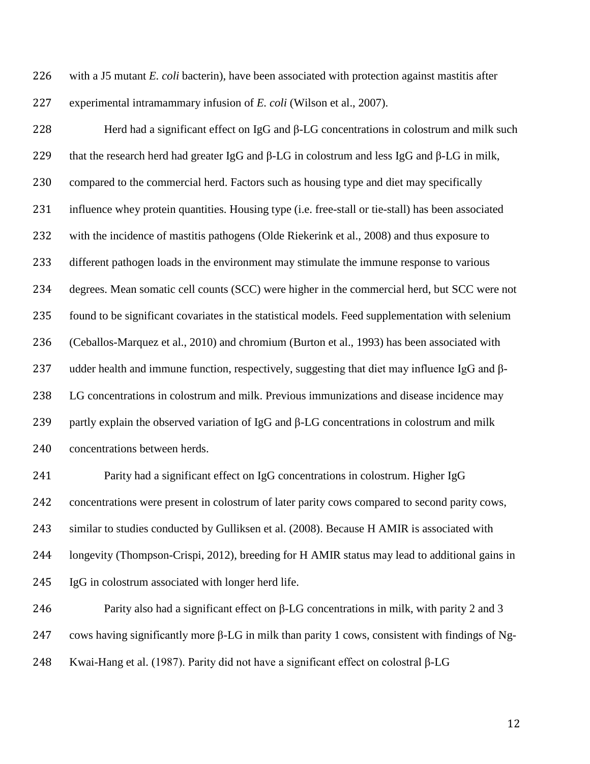with a J5 mutant *E. coli* bacterin), have been associated with protection against mastitis after experimental intramammary infusion of *E. coli* (Wilson et al., 2007).

Herd had a significant effect on IgG and β-LG concentrations in colostrum and milk such that the research herd had greater IgG and β-LG in colostrum and less IgG and β-LG in milk, compared to the commercial herd. Factors such as housing type and diet may specifically influence whey protein quantities. Housing type (i.e. free-stall or tie-stall) has been associated with the incidence of mastitis pathogens (Olde Riekerink et al., 2008) and thus exposure to different pathogen loads in the environment may stimulate the immune response to various degrees. Mean somatic cell counts (SCC) were higher in the commercial herd, but SCC were not found to be significant covariates in the statistical models. Feed supplementation with selenium (Ceballos-Marquez et al., 2010) and chromium (Burton et al., 1993) has been associated with udder health and immune function, respectively, suggesting that diet may influence IgG and β-LG concentrations in colostrum and milk. Previous immunizations and disease incidence may partly explain the observed variation of IgG and β-LG concentrations in colostrum and milk concentrations between herds.

Parity had a significant effect on IgG concentrations in colostrum. Higher IgG concentrations were present in colostrum of later parity cows compared to second parity cows, similar to studies conducted by Gulliksen et al. (2008). Because H AMIR is associated with longevity (Thompson-Crispi, 2012), breeding for H AMIR status may lead to additional gains in IgG in colostrum associated with longer herd life.

Parity also had a significant effect on β-LG concentrations in milk, with parity 2 and 3 cows having significantly more β-LG in milk than parity 1 cows, consistent with findings of Ng-Kwai-Hang et al. (1987). Parity did not have a significant effect on colostral β-LG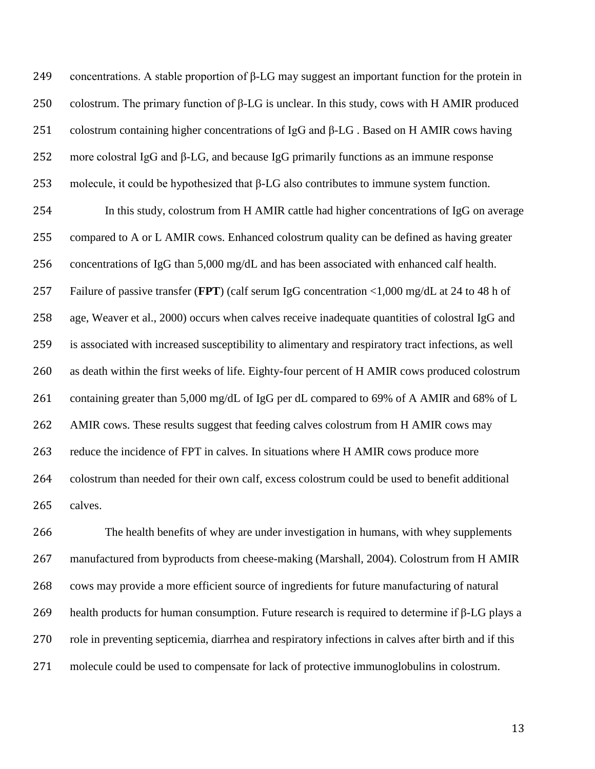concentrations. A stable proportion of β-LG may suggest an important function for the protein in colostrum. The primary function of β-LG is unclear. In this study, cows with H AMIR produced colostrum containing higher concentrations of IgG and β-LG . Based on H AMIR cows having more colostral IgG and β-LG, and because IgG primarily functions as an immune response molecule, it could be hypothesized that β-LG also contributes to immune system function.

In this study, colostrum from H AMIR cattle had higher concentrations of IgG on average compared to A or L AMIR cows. Enhanced colostrum quality can be defined as having greater concentrations of IgG than 5,000 mg/dL and has been associated with enhanced calf health. Failure of passive transfer (**FPT**) (calf serum IgG concentration <1,000 mg/dL at 24 to 48 h of age, Weaver et al., 2000) occurs when calves receive inadequate quantities of colostral IgG and is associated with increased susceptibility to alimentary and respiratory tract infections, as well as death within the first weeks of life. Eighty-four percent of H AMIR cows produced colostrum containing greater than 5,000 mg/dL of IgG per dL compared to 69% of A AMIR and 68% of L AMIR cows. These results suggest that feeding calves colostrum from H AMIR cows may reduce the incidence of FPT in calves. In situations where H AMIR cows produce more colostrum than needed for their own calf, excess colostrum could be used to benefit additional calves.

The health benefits of whey are under investigation in humans, with whey supplements manufactured from byproducts from cheese-making (Marshall, 2004). Colostrum from H AMIR cows may provide a more efficient source of ingredients for future manufacturing of natural health products for human consumption. Future research is required to determine if β-LG plays a role in preventing septicemia, diarrhea and respiratory infections in calves after birth and if this molecule could be used to compensate for lack of protective immunoglobulins in colostrum.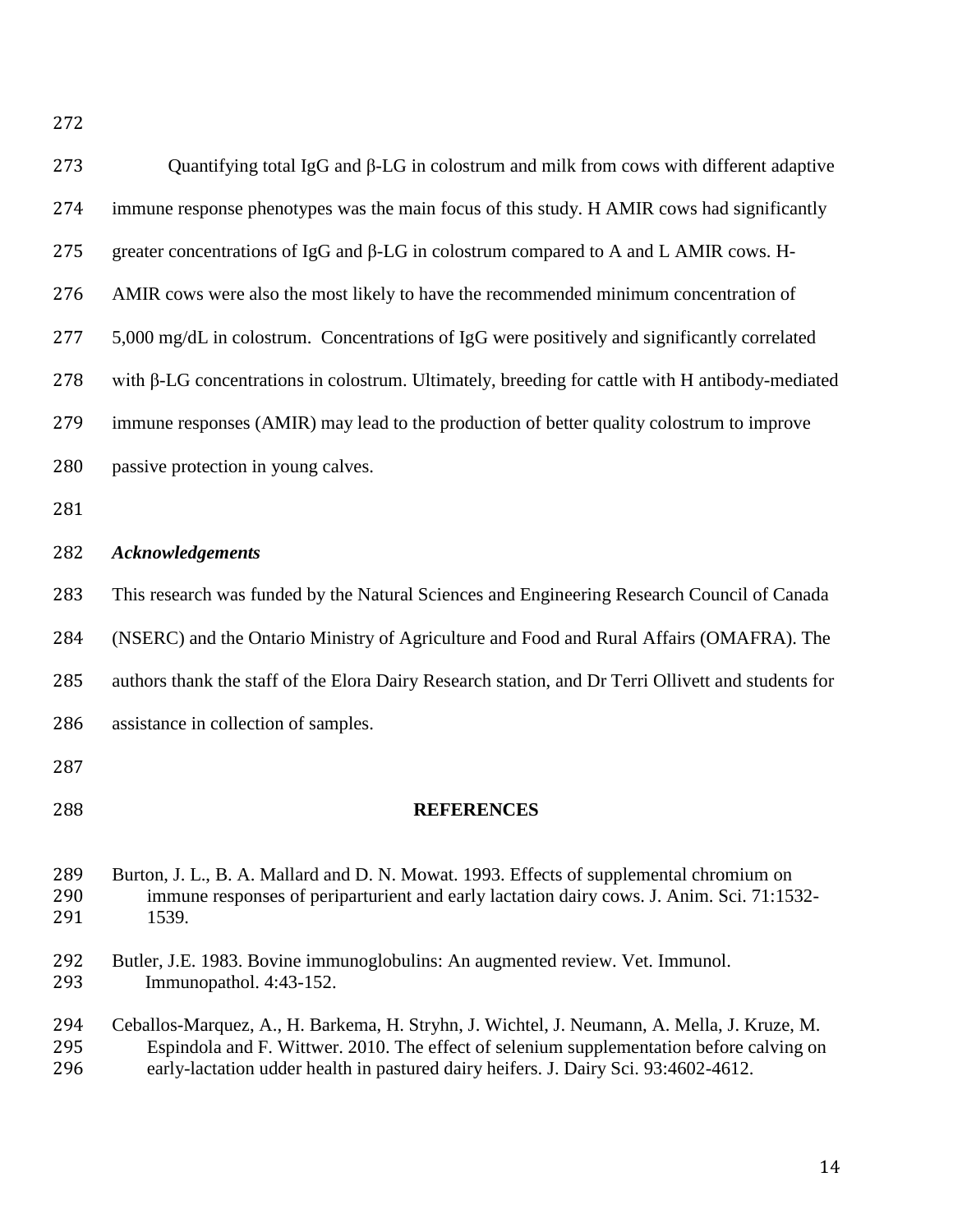Quantifying total IgG and β-LG in colostrum and milk from cows with different adaptive immune response phenotypes was the main focus of this study. H AMIR cows had significantly greater concentrations of IgG and β-LG in colostrum compared to A and L AMIR cows. H-AMIR cows were also the most likely to have the recommended minimum concentration of 5,000 mg/dL in colostrum. Concentrations of IgG were positively and significantly correlated with β-LG concentrations in colostrum. Ultimately, breeding for cattle with H antibody-mediated immune responses (AMIR) may lead to the production of better quality colostrum to improve passive protection in young calves.

### *Acknowledgements*

This research was funded by the Natural Sciences and Engineering Research Council of Canada (NSERC) and the Ontario Ministry of Agriculture and Food and Rural Affairs (OMAFRA). The authors thank the staff of the Elora Dairy Research station, and Dr Terri Ollivett and students for assistance in collection of samples.

## REFERENCES

Burton, J. L., B. A. Mallard and D. N. Mowat. 1993. Effects of supplemental chromium on immune responses of periparturient and early lactation dairy cows. J. Anim. Sci. 71:1532-1539.

Butler, J.E. 1983. Bovine immunoglobulins: An augmented review. Vet. Immunol. Immunopathol. 4:43-152.

Ceballos-Marquez, A., H. Barkema, H. Stryhn, J. Wichtel, J. Neumann, A. Mella, J. Kruze, M. Espindola and F. Wittwer. 2010. The effect of selenium supplementation before calving on early-lactation udder health in pastured dairy heifers. J. Dairy Sci. 93:4602-4612.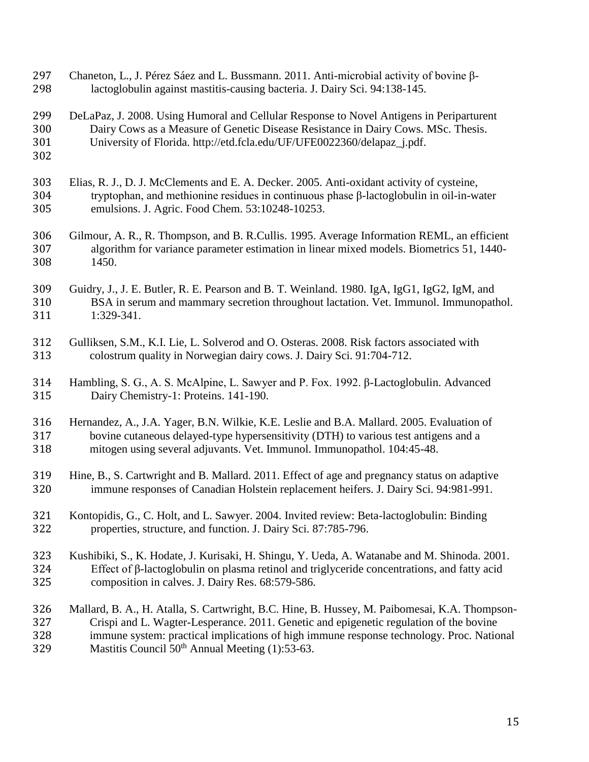Chaneton, L., J. Pérez Sáez and L. Bussmann. 2011. Anti-microbial activity of bovine β-lactoglobulin against mastitis-causing bacteria. J. Dairy Sci. 94:138-145.

DeLaPaz, J. 2008. Using Humoral and Cellular Response to Novel Antigens in Periparturent Dairy Cows as a Measure of Genetic Disease Resistance in Dairy Cows. MSc. Thesis. University of Florida. http://etd.fcla.edu/UF/UFE0022360/delapaz_j.pdf.

Elias, R. J., D. J. McClements and E. A. Decker. 2005. Anti-oxidant activity of cysteine, tryptophan, and methionine residues in continuous phase β-lactoglobulin in oil-in-water emulsions. J. Agric. Food Chem. 53:10248-10253.

Gilmour, A. R., R. Thompson, and B. R.Cullis. 1995. Average Information REML, an efficient algorithm for variance parameter estimation in linear mixed models. Biometrics 51, 1440-1450.

Guidry, J., J. E. Butler, R. E. Pearson and B. T. Weinland. 1980. IgA, IgG1, IgG2, IgM, and BSA in serum and mammary secretion throughout lactation. Vet. Immunol. Immunopathol. 1:329-341.

Gulliksen, S.M., K.I. Lie, L. Solverod and O. Osteras. 2008. Risk factors associated with colostrum quality in Norwegian dairy cows. J. Dairy Sci. 91:704-712.

Hambling, S. G., A. S. McAlpine, L. Sawyer and P. Fox. 1992. β-Lactoglobulin. Advanced Dairy Chemistry-1: Proteins. 141-190.

Hernandez, A., J.A. Yager, B.N. Wilkie, K.E. Leslie and B.A. Mallard. 2005. Evaluation of bovine cutaneous delayed-type hypersensitivity (DTH) to various test antigens and a mitogen using several adjuvants. Vet. Immunol. Immunopathol. 104:45-48.

Hine, B., S. Cartwright and B. Mallard. 2011. Effect of age and pregnancy status on adaptive immune responses of Canadian Holstein replacement heifers. J. Dairy Sci. 94:981-991.

Kontopidis, G., C. Holt, and L. Sawyer. 2004. Invited review: Beta-lactoglobulin: Binding properties, structure, and function. J. Dairy Sci. 87:785-796.

Kushibiki, S., K. Hodate, J. Kurisaki, H. Shingu, Y. Ueda, A. Watanabe and M. Shinoda. 2001. Effect of β-lactoglobulin on plasma retinol and triglyceride concentrations, and fatty acid composition in calves. J. Dairy Res. 68:579-586.

Mallard, B. A., H. Atalla, S. Cartwright, B.C. Hine, B. Hussey, M. Paibomesai, K.A. Thompson-Crispi and L. Wagter-Lesperance. 2011. Genetic and epigenetic regulation of the bovine immune system: practical implications of high immune response technology. Proc. National Mastitis Council 50th Annual Meeting (1):53-63.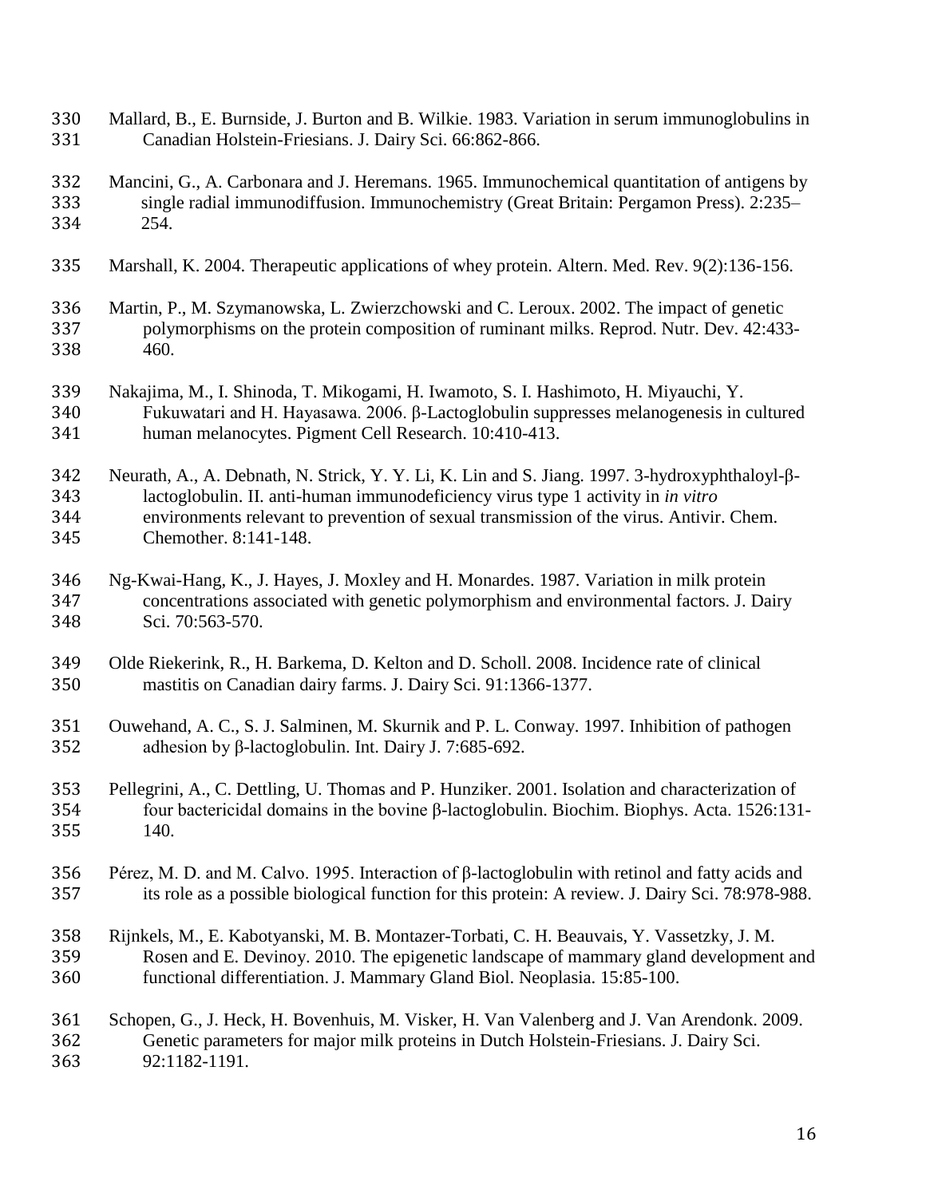Mallard, B., E. Burnside, J. Burton and B. Wilkie. 1983. Variation in serum immunoglobulins in Canadian Holstein-Friesians. J. Dairy Sci. 66:862-866.

Mancini, G., A. Carbonara and J. Heremans. 1965. Immunochemical quantitation of antigens by single radial immunodiffusion. Immunochemistry (Great Britain: Pergamon Press). 2:235–254.

Marshall, K. 2004. Therapeutic applications of whey protein. Altern. Med. Rev. 9(2):136-156.

Martin, P., M. Szymanowska, L. Zwierzchowski and C. Leroux. 2002. The impact of genetic polymorphisms on the protein composition of ruminant milks. Reprod. Nutr. Dev. 42:433-460.

Nakajima, M., I. Shinoda, T. Mikogami, H. Iwamoto, S. I. Hashimoto, H. Miyauchi, Y. Fukuwatari and H. Hayasawa. 2006. β-Lactoglobulin suppresses melanogenesis in cultured human melanocytes. Pigment Cell Research. 10:410-413.

Neurath, A., A. Debnath, N. Strick, Y. Y. Li, K. Lin and S. Jiang. 1997. 3-hydroxyphthaloyl-β-lactoglobulin. II. anti-human immunodeficiency virus type 1 activity in *in vitro* environments relevant to prevention of sexual transmission of the virus. Antivir. Chem. Chemother. 8:141-148.

Ng-Kwai-Hang, K., J. Hayes, J. Moxley and H. Monardes. 1987. Variation in milk protein concentrations associated with genetic polymorphism and environmental factors. J. Dairy Sci. 70:563-570.

Olde Riekerink, R., H. Barkema, D. Kelton and D. Scholl. 2008. Incidence rate of clinical mastitis on Canadian dairy farms. J. Dairy Sci. 91:1366-1377.

Ouwehand, A. C., S. J. Salminen, M. Skurnik and P. L. Conway. 1997. Inhibition of pathogen adhesion by β-lactoglobulin. Int. Dairy J. 7:685-692.

Pellegrini, A., C. Dettling, U. Thomas and P. Hunziker. 2001. Isolation and characterization of four bactericidal domains in the bovine β-lactoglobulin. Biochim. Biophys. Acta. 1526:131-140.

Pérez, M. D. and M. Calvo. 1995. Interaction of β-lactoglobulin with retinol and fatty acids and its role as a possible biological function for this protein: A review. J. Dairy Sci. 78:978-988.

Rijnkels, M., E. Kabotyanski, M. B. Montazer-Torbati, C. H. Beauvais, Y. Vassetzky, J. M. Rosen and E. Devinoy. 2010. The epigenetic landscape of mammary gland development and functional differentiation. J. Mammary Gland Biol. Neoplasia. 15:85-100.

Schopen, G., J. Heck, H. Bovenhuis, M. Visker, H. Van Valenberg and J. Van Arendonk. 2009. Genetic parameters for major milk proteins in Dutch Holstein-Friesians. J. Dairy Sci. 92:1182-1191.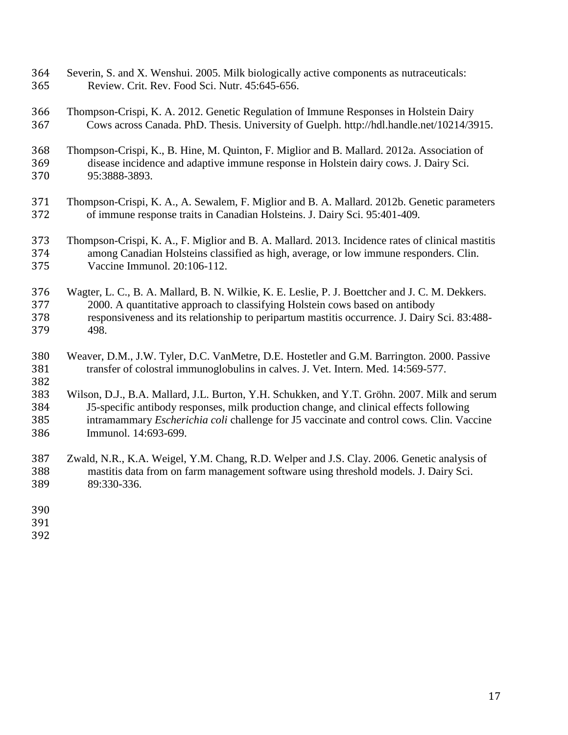Severin, S. and X. Wenshui. 2005. Milk biologically active components as nutraceuticals: Review. Crit. Rev. Food Sci. Nutr. 45:645-656.

Thompson-Crispi, K. A. 2012. Genetic Regulation of Immune Responses in Holstein Dairy Cows across Canada. PhD. Thesis. University of Guelph. http://hdl.handle.net/10214/3915.

Thompson-Crispi, K., B. Hine, M. Quinton, F. Miglior and B. Mallard. 2012a. Association of disease incidence and adaptive immune response in Holstein dairy cows. J. Dairy Sci. 95:3888-3893.

Thompson-Crispi, K. A., A. Sewalem, F. Miglior and B. A. Mallard. 2012b. Genetic parameters of immune response traits in Canadian Holsteins. J. Dairy Sci. 95:401-409.

Thompson-Crispi, K. A., F. Miglior and B. A. Mallard. 2013. Incidence rates of clinical mastitis among Canadian Holsteins classified as high, average, or low immune responders. Clin. Vaccine Immunol. 20:106-112.

Wagter, L. C., B. A. Mallard, B. N. Wilkie, K. E. Leslie, P. J. Boettcher and J. C. M. Dekkers. 2000. A quantitative approach to classifying Holstein cows based on antibody responsiveness and its relationship to peripartum mastitis occurrence. J. Dairy Sci. 83:488-498.

Weaver, D.M., J.W. Tyler, D.C. VanMetre, D.E. Hostetler and G.M. Barrington. 2000. Passive transfer of colostral immunoglobulins in calves. J. Vet. Intern. Med. 14:569-577.

Wilson, D.J., B.A. Mallard, J.L. Burton, Y.H. Schukken, and Y.T. Gröhn. 2007. Milk and serum J5-specific antibody responses, milk production change, and clinical effects following intramammary *Escherichia coli* challenge for J5 vaccinate and control cows. Clin. Vaccine Immunol. 14:693-699.

Zwald, N.R., K.A. Weigel, Y.M. Chang, R.D. Welper and J.S. Clay. 2006. Genetic analysis of mastitis data from on farm management software using threshold models. J. Dairy Sci. 89:330-336.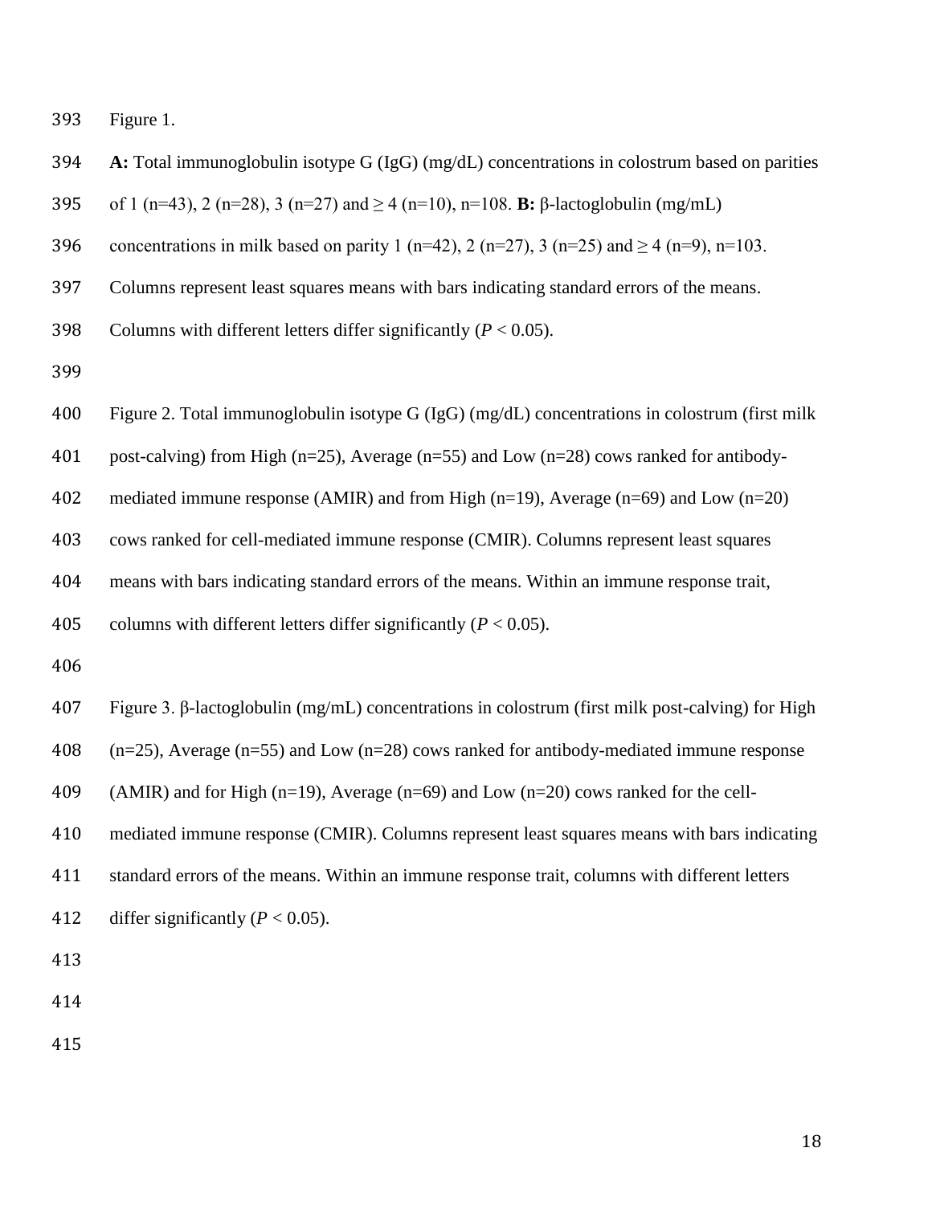Figure 1.

**A:** Total immunoglobulin isotype G (IgG) (mg/dL) concentrations in colostrum based on parities of 1 (n=43), 2 (n=28), 3 (n=27) and ≥ 4 (n=10), n=108. **B:** β-lactoglobulin (mg/mL) concentrations in milk based on parity 1 (n=42), 2 (n=27), 3 (n=25) and ≥ 4 (n=9), n=103. Columns represent least squares means with bars indicating standard errors of the means. Columns with different letters differ significantly ($P < 0.05$).

Figure 2. Total immunoglobulin isotype G (IgG) (mg/dL) concentrations in colostrum (first milk post-calving) from High (n=25), Average (n=55) and Low (n=28) cows ranked for antibody-mediated immune response (AMIR) and from High (n=19), Average (n=69) and Low (n=20) cows ranked for cell-mediated immune response (CMIR). Columns represent least squares means with bars indicating standard errors of the means. Within an immune response trait, columns with different letters differ significantly ($P < 0.05$).

Figure 3. β-lactoglobulin (mg/mL) concentrations in colostrum (first milk post-calving) for High (n=25), Average (n=55) and Low (n=28) cows ranked for antibody-mediated immune response (AMIR) and for High (n=19), Average (n=69) and Low (n=20) cows ranked for the cell-mediated immune response (CMIR). Columns represent least squares means with bars indicating standard errors of the means. Within an immune response trait, columns with different letters differ significantly ($P < 0.05$).